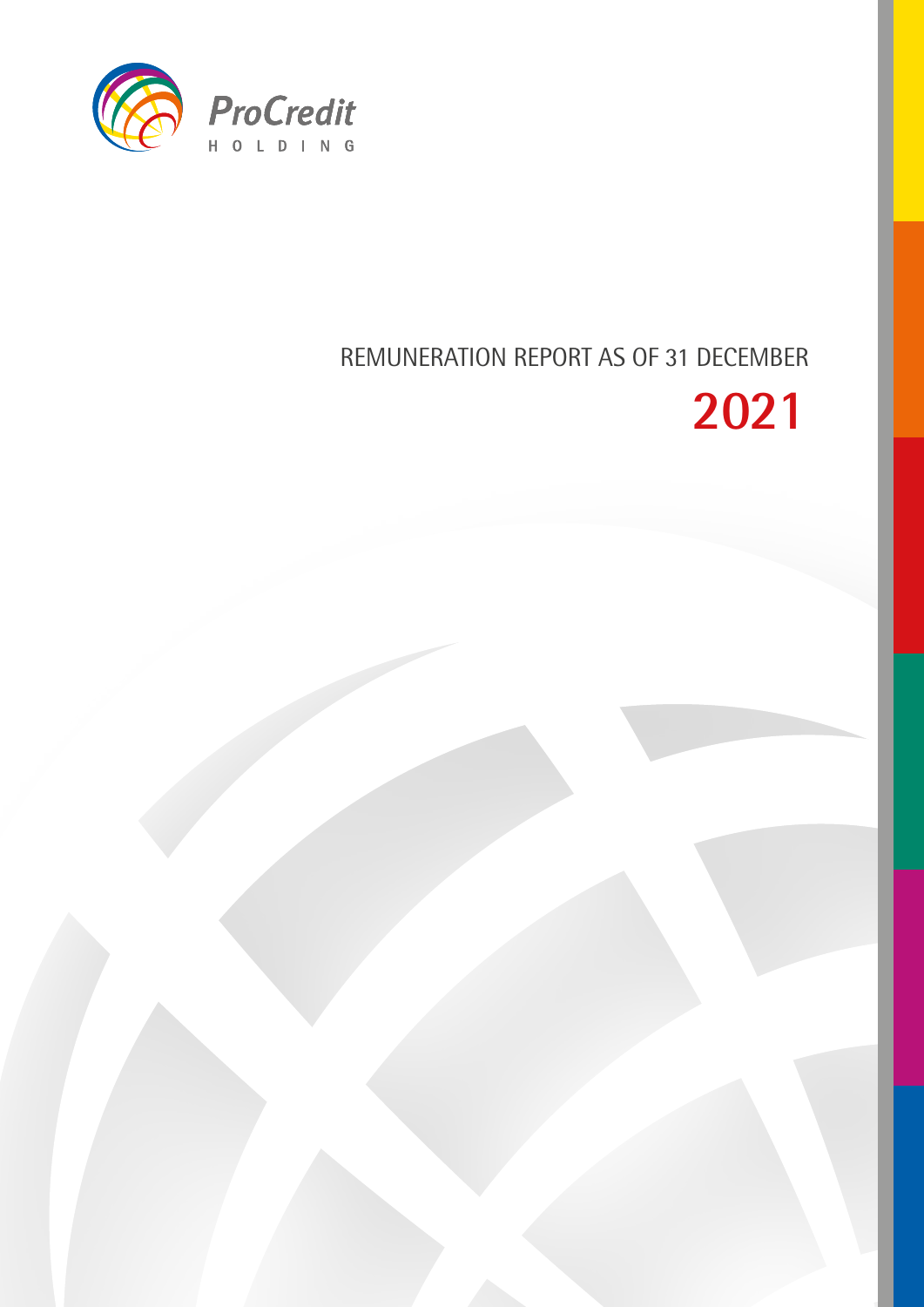ProCredit

HOLDING

# REMUNERATION REPORT AS OF 31 DECEMBER

# 2021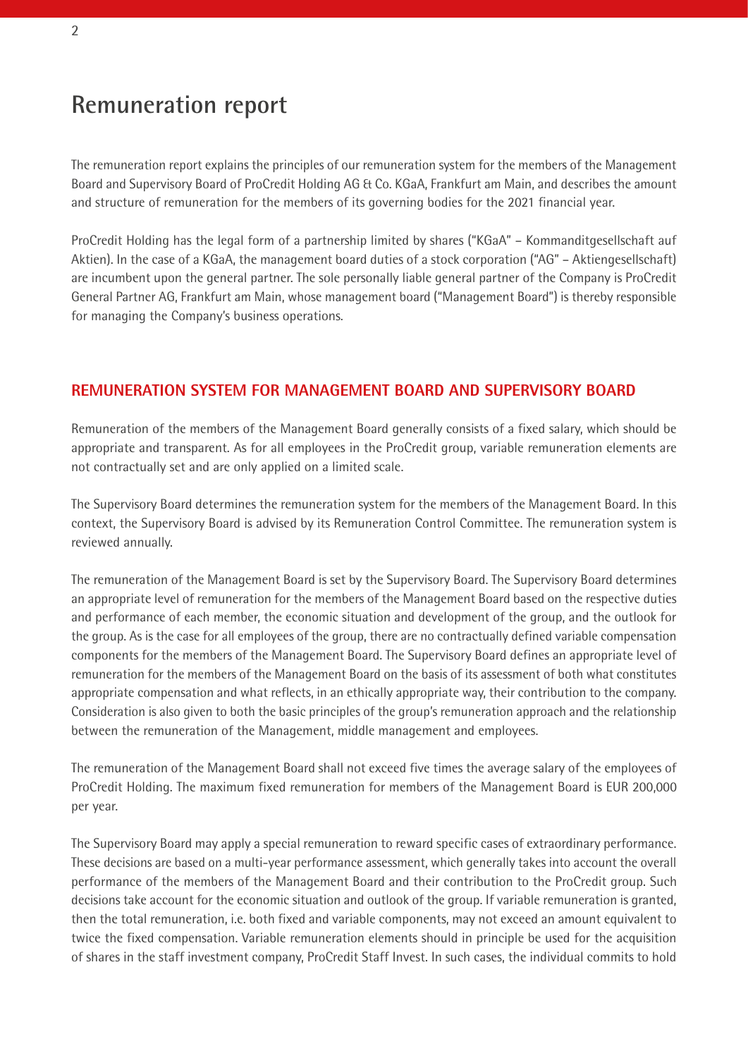# Remuneration report

The remuneration report explains the principles of our remuneration system for the members of the Management Board and Supervisory Board of ProCredit Holding AG & Co. KGaA, Frankfurt am Main, and describes the amount and structure of remuneration for the members of its governing bodies for the 2021 financial year.

ProCredit Holding has the legal form of a partnership limited by shares ("KGaA" – Kommanditgesellschaft auf Aktien). In the case of a KGaA, the management board duties of a stock corporation ("AG" – Aktiengesellschaft) are incumbent upon the general partner. The sole personally liable general partner of the Company is ProCredit General Partner AG, Frankfurt am Main, whose management board ("Management Board") is thereby responsible for managing the Company's business operations.

## REMUNERATION SYSTEM FOR MANAGEMENT BOARD AND SUPERVISORY BOARD

Remuneration of the members of the Management Board generally consists of a fixed salary, which should be appropriate and transparent. As for all employees in the ProCredit group, variable remuneration elements are not contractually set and are only applied on a limited scale.

The Supervisory Board determines the remuneration system for the members of the Management Board. In this context, the Supervisory Board is advised by its Remuneration Control Committee. The remuneration system is reviewed annually.

The remuneration of the Management Board is set by the Supervisory Board. The Supervisory Board determines an appropriate level of remuneration for the members of the Management Board based on the respective duties and performance of each member, the economic situation and development of the group, and the outlook for the group. As is the case for all employees of the group, there are no contractually defined variable compensation components for the members of the Management Board. The Supervisory Board defines an appropriate level of remuneration for the members of the Management Board on the basis of its assessment of both what constitutes appropriate compensation and what reflects, in an ethically appropriate way, their contribution to the company. Consideration is also given to both the basic principles of the group's remuneration approach and the relationship between the remuneration of the Management, middle management and employees.

The remuneration of the Management Board shall not exceed five times the average salary of the employees of ProCredit Holding. The maximum fixed remuneration for members of the Management Board is EUR 200,000 per year.

The Supervisory Board may apply a special remuneration to reward specific cases of extraordinary performance. These decisions are based on a multi-year performance assessment, which generally takes into account the overall performance of the members of the Management Board and their contribution to the ProCredit group. Such decisions take account for the economic situation and outlook of the group. If variable remuneration is granted, then the total remuneration, i.e. both fixed and variable components, may not exceed an amount equivalent to twice the fixed compensation. Variable remuneration elements should in principle be used for the acquisition of shares in the staff investment company, ProCredit Staff Invest. In such cases, the individual commits to hold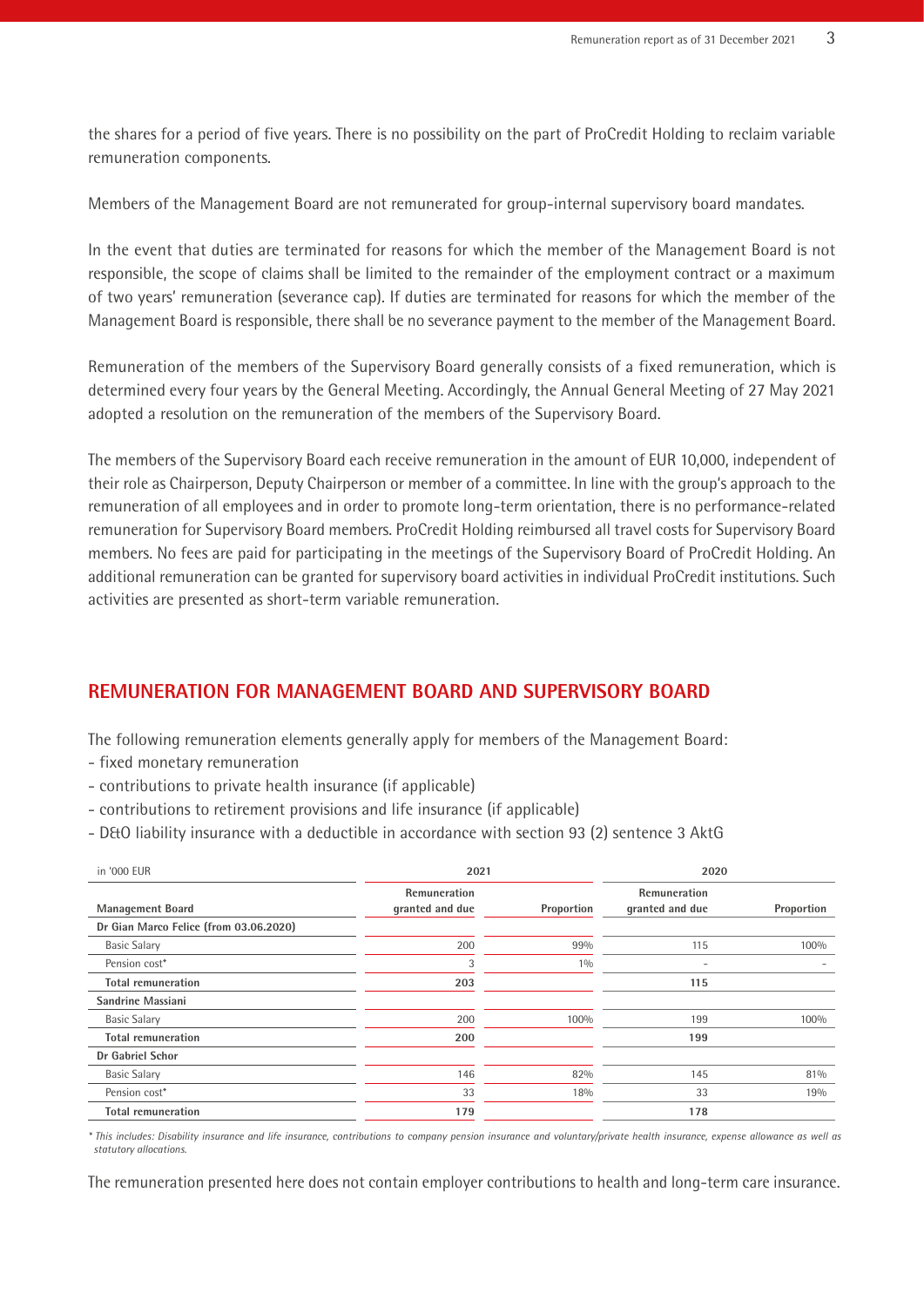the shares for a period of five years. There is no possibility on the part of ProCredit Holding to reclaim variable remuneration components.

Members of the Management Board are not remunerated for group-internal supervisory board mandates.

In the event that duties are terminated for reasons for which the member of the Management Board is not responsible, the scope of claims shall be limited to the remainder of the employment contract or a maximum of two years' remuneration (severance cap). If duties are terminated for reasons for which the member of the Management Board is responsible, there shall be no severance payment to the member of the Management Board.

Remuneration of the members of the Supervisory Board generally consists of a fixed remuneration, which is determined every four years by the General Meeting. Accordingly, the Annual General Meeting of 27 May 2021 adopted a resolution on the remuneration of the members of the Supervisory Board.

The members of the Supervisory Board each receive remuneration in the amount of EUR 10,000, independent of their role as Chairperson, Deputy Chairperson or member of a committee. In line with the group's approach to the remuneration of all employees and in order to promote long-term orientation, there is no performance-related remuneration for Supervisory Board members. ProCredit Holding reimbursed all travel costs for Supervisory Board members. No fees are paid for participating in the meetings of the Supervisory Board of ProCredit Holding. An additional remuneration can be granted for supervisory board activities in individual ProCredit institutions. Such activities are presented as short-term variable remuneration.

## REMUNERATION FOR MANAGEMENT BOARD AND SUPERVISORY BOARD

The following remuneration elements generally apply for members of the Management Board:
- fixed monetary remuneration
- contributions to private health insurance (if applicable)
- contributions to retirement provisions and life insurance (if applicable)
- D&O liability insurance with a deductible in accordance with section 93 (2) sentence 3 AktG

| in '000 EUR | 2021 | | 2020 | |
|---|---|---|---|---|
| **Management Board** | **Remuneration granted and due** | **Proportion** | **Remuneration granted and due** | **Proportion** |
| **Dr Gian Marco Felice (from 03.06.2020)** | | | | |
| Basic Salary | 200 | 99% | 115 | 100% |
| Pension cost* | 3 | 1% | - | - |
| **Total remuneration** | **203** | | **115** | |
| **Sandrine Massiani** | | | | |
| Basic Salary | 200 | 100% | 199 | 100% |
| **Total remuneration** | **200** | | **199** | |
| **Dr Gabriel Schor** | | | | |
| Basic Salary | 146 | 82% | 145 | 81% |
| Pension cost* | 33 | 18% | 33 | 19% |
| **Total remuneration** | **179** | | **178** | |

*\* This includes: Disability insurance and life insurance, contributions to company pension insurance and voluntary/private health insurance, expense allowance as well as statutory allocations.*

The remuneration presented here does not contain employer contributions to health and long-term care insurance.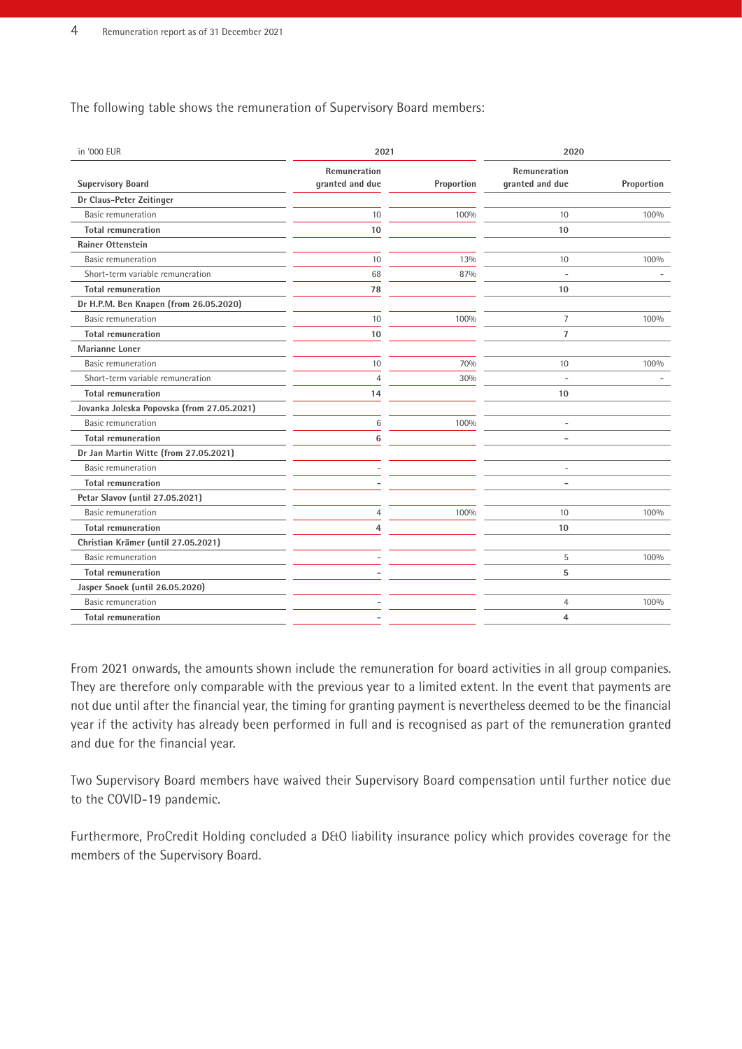The following table shows the remuneration of Supervisory Board members:

| in '000 EUR | 2021 | | 2020 | |
|---|---|---|---|---|
| **Supervisory Board** | **Remuneration granted and due** | **Proportion** | **Remuneration granted and due** | **Proportion** |
| **Dr Claus-Peter Zeitinger** | | | | |
| Basic remuneration | 10 | 100% | 10 | 100% |
| **Total remuneration** | **10** | | **10** | |
| **Rainer Ottenstein** | | | | |
| Basic remuneration | 10 | 13% | 10 | 100% |
| Short-term variable remuneration | 68 | 87% | - | - |
| **Total remuneration** | **78** | | **10** | |
| **Dr H.P.M. Ben Knapen (from 26.05.2020)** | | | | |
| Basic remuneration | 10 | 100% | 7 | 100% |
| **Total remuneration** | **10** | | **7** | |
| **Marianne Loner** | | | | |
| Basic remuneration | 10 | 70% | 10 | 100% |
| Short-term variable remuneration | 4 | 30% | - | - |
| **Total remuneration** | **14** | | **10** | |
| **Jovanka Joleska Popovska (from 27.05.2021)** | | | | |
| Basic remuneration | 6 | 100% | - | |
| **Total remuneration** | **6** | | **-** | |
| **Dr Jan Martin Witte (from 27.05.2021)** | | | | |
| Basic remuneration | - | | - | |
| **Total remuneration** | **-** | | **-** | |
| **Petar Slavov (until 27.05.2021)** | | | | |
| Basic remuneration | 4 | 100% | 10 | 100% |
| **Total remuneration** | **4** | | **10** | |
| **Christian Krämer (until 27.05.2021)** | | | | |
| Basic remuneration | - | | 5 | 100% |
| **Total remuneration** | **-** | | **5** | |
| **Jasper Snoek (until 26.05.2020)** | | | | |
| Basic remuneration | - | | 4 | 100% |
| **Total remuneration** | **-** | | **4** | |

From 2021 onwards, the amounts shown include the remuneration for board activities in all group companies. They are therefore only comparable with the previous year to a limited extent. In the event that payments are not due until after the financial year, the timing for granting payment is nevertheless deemed to be the financial year if the activity has already been performed in full and is recognised as part of the remuneration granted and due for the financial year.

Two Supervisory Board members have waived their Supervisory Board compensation until further notice due to the COVID-19 pandemic.

Furthermore, ProCredit Holding concluded a D&O liability insurance policy which provides coverage for the members of the Supervisory Board.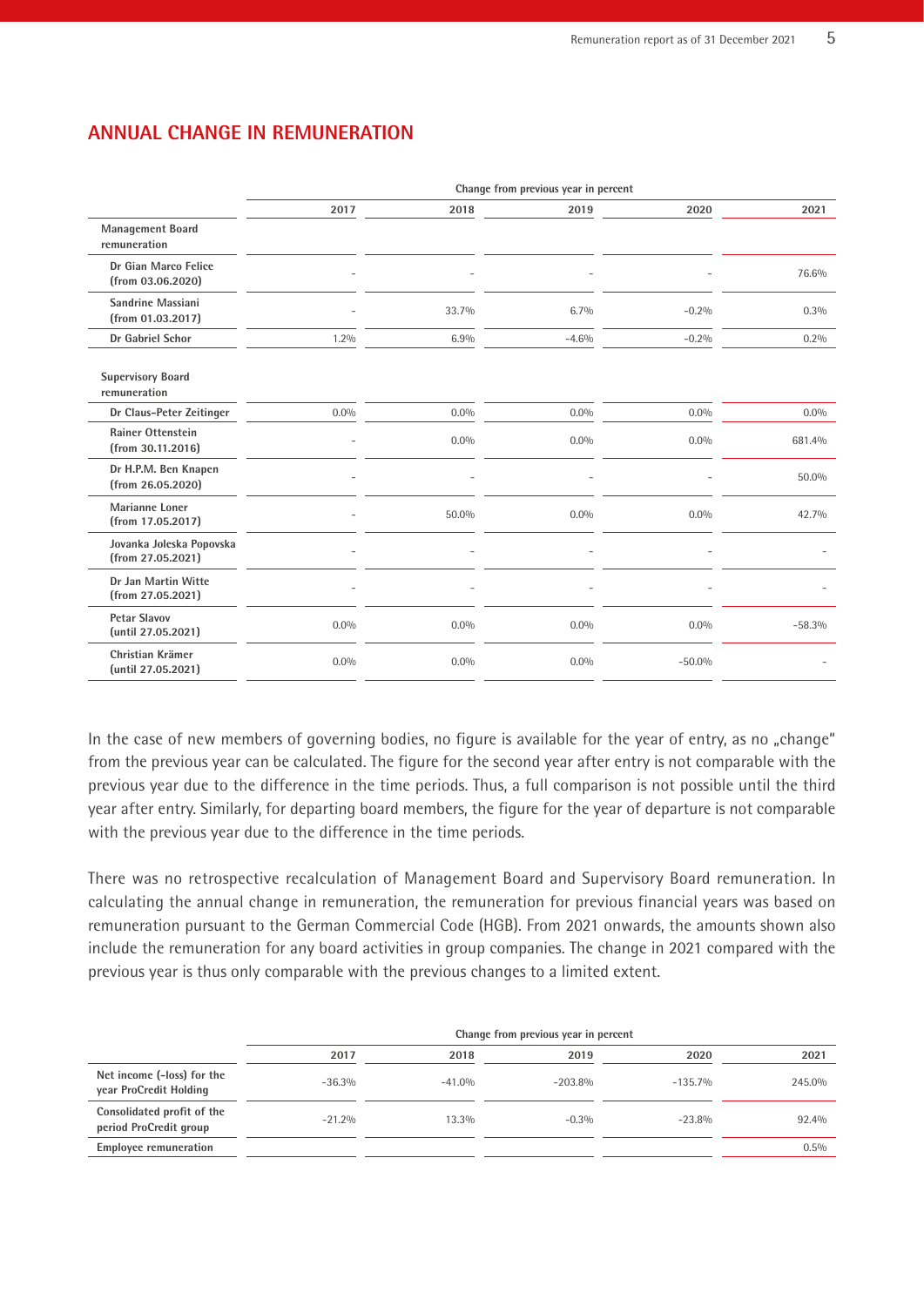## ANNUAL CHANGE IN REMUNERATION

| | Change from previous year in percent | | | | |
|---|---|---|---|---|---|
| | 2017 | 2018 | 2019 | 2020 | 2021 |
| **Management Board remuneration** | | | | | |
| Dr Gian Marco Felice (from 03.06.2020) | – | – | – | – | 76.6% |
| Sandrine Massiani (from 01.03.2017) | – | 33.7% | 6.7% | -0.2% | 0.3% |
| Dr Gabriel Schor | 1.2% | 6.9% | -4.6% | -0.2% | 0.2% |
| **Supervisory Board remuneration** | | | | | |
| Dr Claus-Peter Zeitinger | 0.0% | 0.0% | 0.0% | 0.0% | 0.0% |
| Rainer Ottenstein (from 30.11.2016) | – | 0.0% | 0.0% | 0.0% | 681.4% |
| Dr H.P.M. Ben Knapen (from 26.05.2020) | – | – | – | – | 50.0% |
| Marianne Loner (from 17.05.2017) | – | 50.0% | 0.0% | 0.0% | 42.7% |
| Jovanka Joleska Popovska (from 27.05.2021) | – | – | – | – | – |
| Dr Jan Martin Witte (from 27.05.2021) | – | – | – | – | – |
| Petar Slavov (until 27.05.2021) | 0.0% | 0.0% | 0.0% | 0.0% | -58.3% |
| Christian Krämer (until 27.05.2021) | 0.0% | 0.0% | 0.0% | -50.0% | – |

In the case of new members of governing bodies, no figure is available for the year of entry, as no „change" from the previous year can be calculated. The figure for the second year after entry is not comparable with the previous year due to the difference in the time periods. Thus, a full comparison is not possible until the third year after entry. Similarly, for departing board members, the figure for the year of departure is not comparable with the previous year due to the difference in the time periods.

There was no retrospective recalculation of Management Board and Supervisory Board remuneration. In calculating the annual change in remuneration, the remuneration for previous financial years was based on remuneration pursuant to the German Commercial Code (HGB). From 2021 onwards, the amounts shown also include the remuneration for any board activities in group companies. The change in 2021 compared with the previous year is thus only comparable with the previous changes to a limited extent.

| | Change from previous year in percent | | | | |
|---|---|---|---|---|---|
| | 2017 | 2018 | 2019 | 2020 | 2021 |
| **Net income (-loss) for the year ProCredit Holding** | -36.3% | -41.0% | -203.8% | -135.7% | 245.0% |
| **Consolidated profit of the period ProCredit group** | -21.2% | 13.3% | -0.3% | -23.8% | 92.4% |
| **Employee remuneration** | | | | | 0.5% |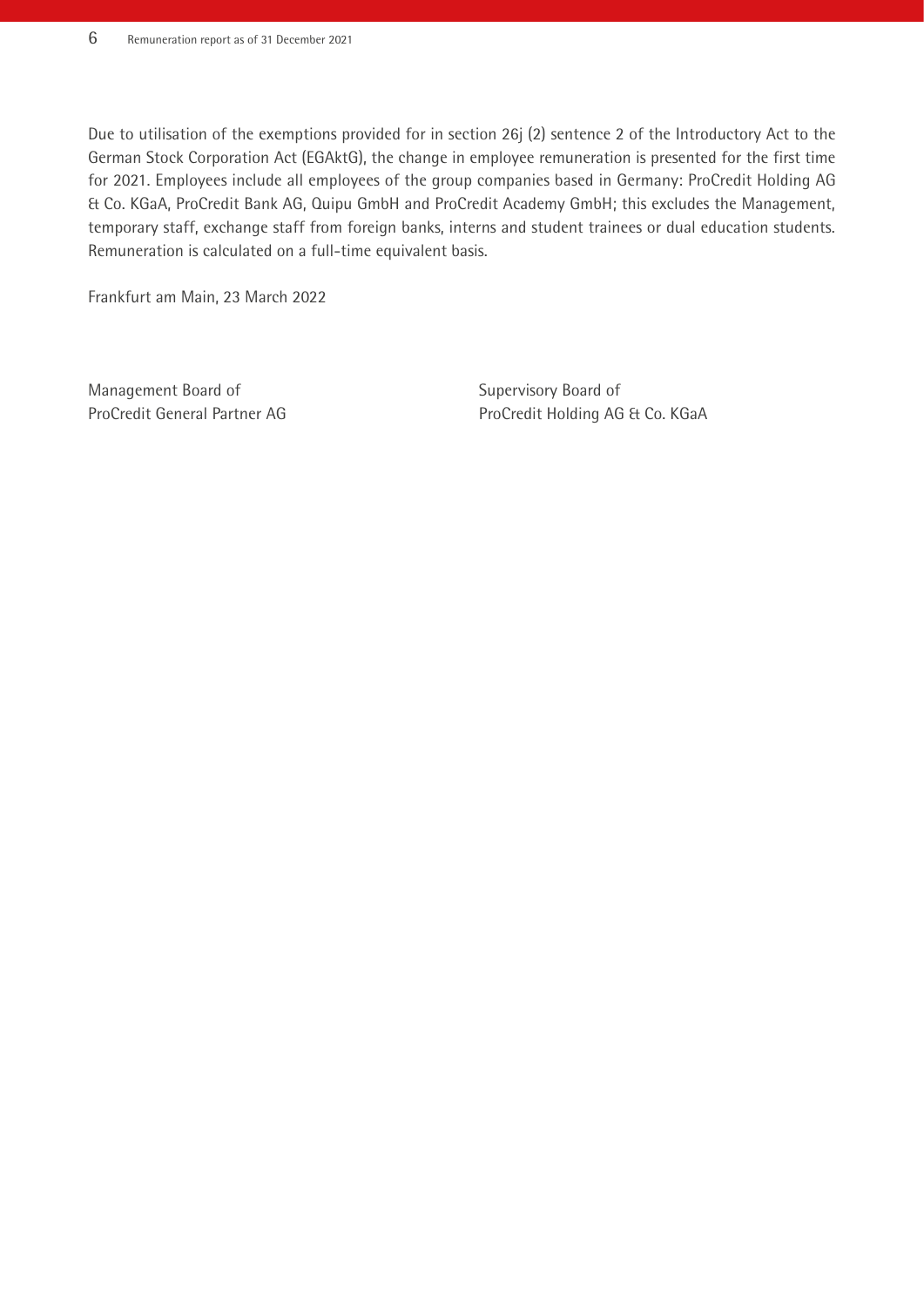Due to utilisation of the exemptions provided for in section 26j (2) sentence 2 of the Introductory Act to the German Stock Corporation Act (EGAktG), the change in employee remuneration is presented for the first time for 2021. Employees include all employees of the group companies based in Germany: ProCredit Holding AG & Co. KGaA, ProCredit Bank AG, Quipu GmbH and ProCredit Academy GmbH; this excludes the Management, temporary staff, exchange staff from foreign banks, interns and student trainees or dual education students. Remuneration is calculated on a full-time equivalent basis.

Frankfurt am Main, 23 March 2022

Management Board of
ProCredit General Partner AG

Supervisory Board of
ProCredit Holding AG & Co. KGaA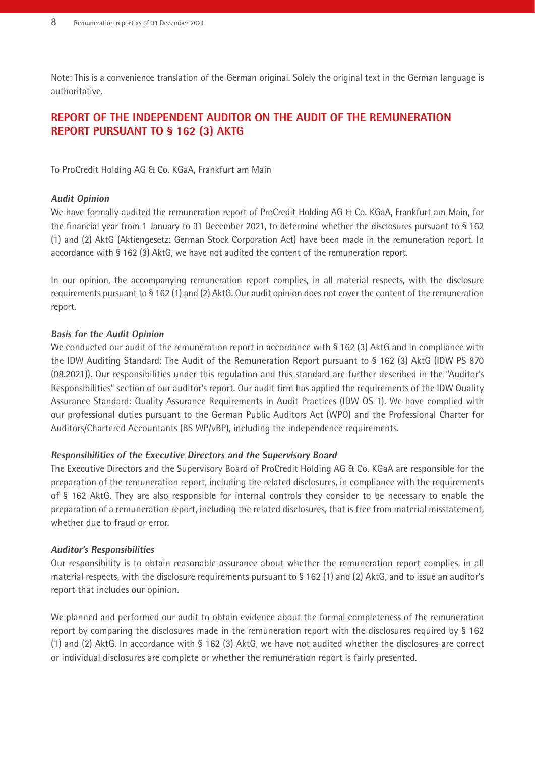Note: This is a convenience translation of the German original. Solely the original text in the German language is authoritative.

## REPORT OF THE INDEPENDENT AUDITOR ON THE AUDIT OF THE REMUNERATION REPORT PURSUANT TO § 162 (3) AKTG

To ProCredit Holding AG & Co. KGaA, Frankfurt am Main

***Audit Opinion***

We have formally audited the remuneration report of ProCredit Holding AG & Co. KGaA, Frankfurt am Main, for the financial year from 1 January to 31 December 2021, to determine whether the disclosures pursuant to § 162 (1) and (2) AktG (Aktiengesetz: German Stock Corporation Act) have been made in the remuneration report. In accordance with § 162 (3) AktG, we have not audited the content of the remuneration report.

In our opinion, the accompanying remuneration report complies, in all material respects, with the disclosure requirements pursuant to § 162 (1) and (2) AktG. Our audit opinion does not cover the content of the remuneration report.

***Basis for the Audit Opinion***

We conducted our audit of the remuneration report in accordance with § 162 (3) AktG and in compliance with the IDW Auditing Standard: The Audit of the Remuneration Report pursuant to § 162 (3) AktG (IDW PS 870 (08.2021)). Our responsibilities under this regulation and this standard are further described in the "Auditor's Responsibilities" section of our auditor's report. Our audit firm has applied the requirements of the IDW Quality Assurance Standard: Quality Assurance Requirements in Audit Practices (IDW QS 1). We have complied with our professional duties pursuant to the German Public Auditors Act (WPO) and the Professional Charter for Auditors/Chartered Accountants (BS WP/vBP), including the independence requirements.

***Responsibilities of the Executive Directors and the Supervisory Board***

The Executive Directors and the Supervisory Board of ProCredit Holding AG & Co. KGaA are responsible for the preparation of the remuneration report, including the related disclosures, in compliance with the requirements of § 162 AktG. They are also responsible for internal controls they consider to be necessary to enable the preparation of a remuneration report, including the related disclosures, that is free from material misstatement, whether due to fraud or error.

***Auditor's Responsibilities***

Our responsibility is to obtain reasonable assurance about whether the remuneration report complies, in all material respects, with the disclosure requirements pursuant to § 162 (1) and (2) AktG, and to issue an auditor's report that includes our opinion.

We planned and performed our audit to obtain evidence about the formal completeness of the remuneration report by comparing the disclosures made in the remuneration report with the disclosures required by § 162 (1) and (2) AktG. In accordance with § 162 (3) AktG, we have not audited whether the disclosures are correct or individual disclosures are complete or whether the remuneration report is fairly presented.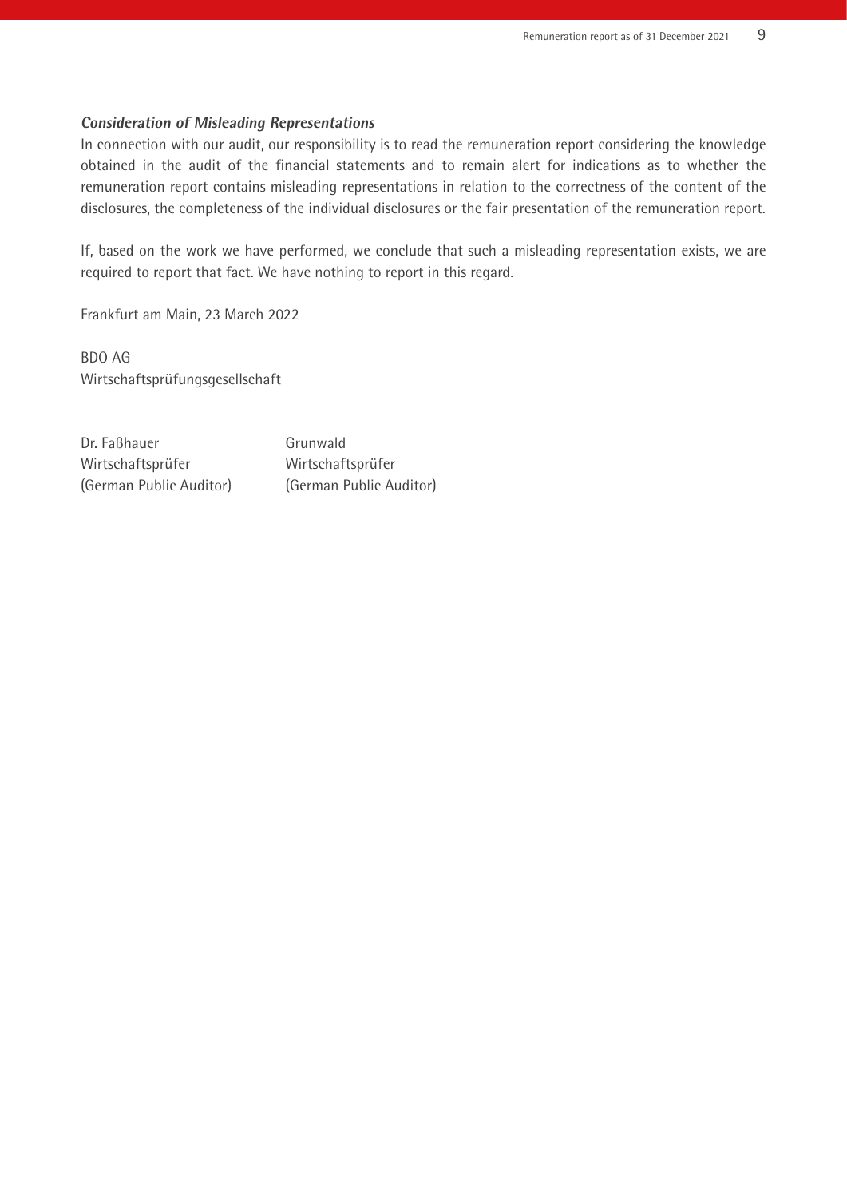***Consideration of Misleading Representations***

In connection with our audit, our responsibility is to read the remuneration report considering the knowledge obtained in the audit of the financial statements and to remain alert for indications as to whether the remuneration report contains misleading representations in relation to the correctness of the content of the disclosures, the completeness of the individual disclosures or the fair presentation of the remuneration report.

If, based on the work we have performed, we conclude that such a misleading representation exists, we are required to report that fact. We have nothing to report in this regard.

Frankfurt am Main, 23 March 2022

BDO AG
Wirtschaftsprüfungsgesellschaft

| | |
|---|---|
| Dr. Faßhauer | Grunwald |
| Wirtschaftsprüfer | Wirtschaftsprüfer |
| (German Public Auditor) | (German Public Auditor) |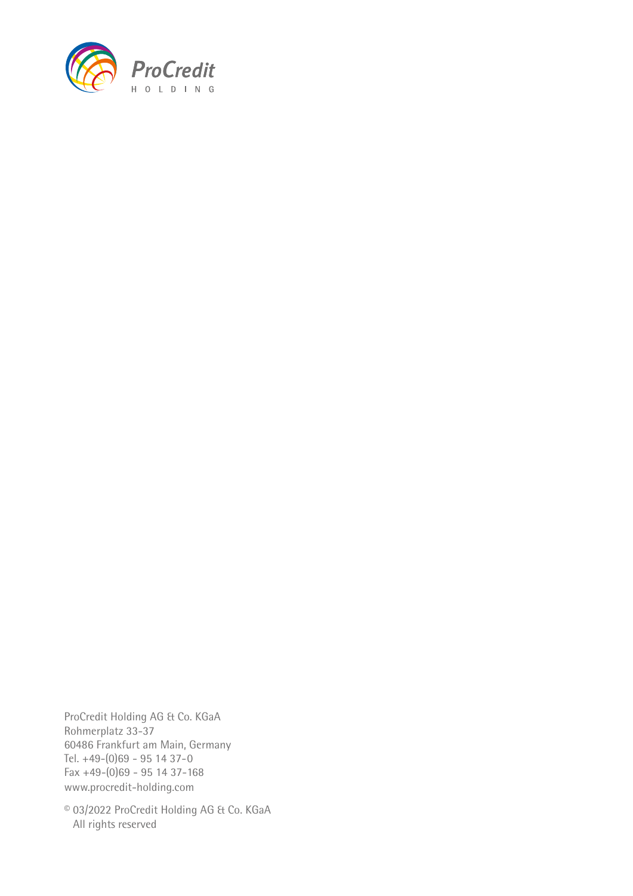ProCredit

HOLDING

ProCredit Holding AG & Co. KGaA
Rohmerplatz 33-37
60486 Frankfurt am Main, Germany
Tel. +49-(0)69 - 95 14 37-0
Fax +49-(0)69 - 95 14 37-168
www.procredit-holding.com

© 03/2022 ProCredit Holding AG & Co. KGaA
All rights reserved